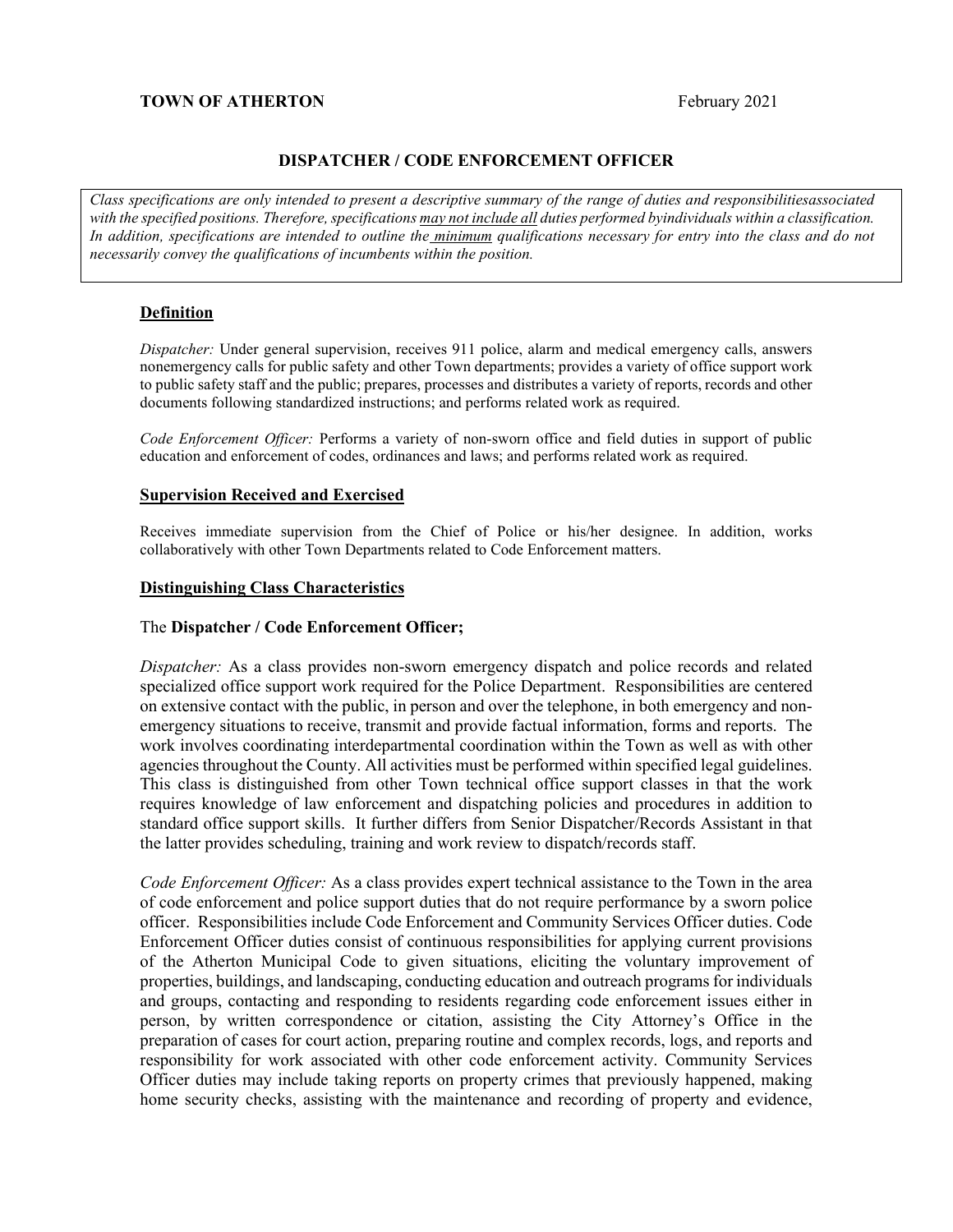**TOWN OF ATHERTON** February 2021

## DISPATCHER / CODE ENFORCEMENT OFFICER

*Class specifications are only intended to present a descriptive summary of the range of duties and responsibilitiesassociated with the specified positions. Therefore, specifications may not include all duties performed byindividuals within a classification. In addition, specifications are intended to outline the minimum qualifications necessary for entry into the class and do not necessarily convey the qualifications of incumbents within the position.*

### Definition

*Dispatcher:* Under general supervision, receives 911 police, alarm and medical emergency calls, answers nonemergency calls for public safety and other Town departments; provides a variety of office support work to public safety staff and the public; prepares, processes and distributes a variety of reports, records and other documents following standardized instructions; and performs related work as required.

*Code Enforcement Officer:* Performs a variety of non-sworn office and field duties in support of public education and enforcement of codes, ordinances and laws; and performs related work as required.

### Supervision Received and Exercised

Receives immediate supervision from the Chief of Police or his/her designee. In addition, works collaboratively with other Town Departments related to Code Enforcement matters.

### Distinguishing Class Characteristics

The **Dispatcher / Code Enforcement Officer;**

*Dispatcher:* As a class provides non-sworn emergency dispatch and police records and related specialized office support work required for the Police Department. Responsibilities are centered on extensive contact with the public, in person and over the telephone, in both emergency and non-emergency situations to receive, transmit and provide factual information, forms and reports. The work involves coordinating interdepartmental coordination within the Town as well as with other agencies throughout the County. All activities must be performed within specified legal guidelines. This class is distinguished from other Town technical office support classes in that the work requires knowledge of law enforcement and dispatching policies and procedures in addition to standard office support skills. It further differs from Senior Dispatcher/Records Assistant in that the latter provides scheduling, training and work review to dispatch/records staff.

*Code Enforcement Officer:* As a class provides expert technical assistance to the Town in the area of code enforcement and police support duties that do not require performance by a sworn police officer. Responsibilities include Code Enforcement and Community Services Officer duties. Code Enforcement Officer duties consist of continuous responsibilities for applying current provisions of the Atherton Municipal Code to given situations, eliciting the voluntary improvement of properties, buildings, and landscaping, conducting education and outreach programs for individuals and groups, contacting and responding to residents regarding code enforcement issues either in person, by written correspondence or citation, assisting the City Attorney's Office in the preparation of cases for court action, preparing routine and complex records, logs, and reports and responsibility for work associated with other code enforcement activity. Community Services Officer duties may include taking reports on property crimes that previously happened, making home security checks, assisting with the maintenance and recording of property and evidence,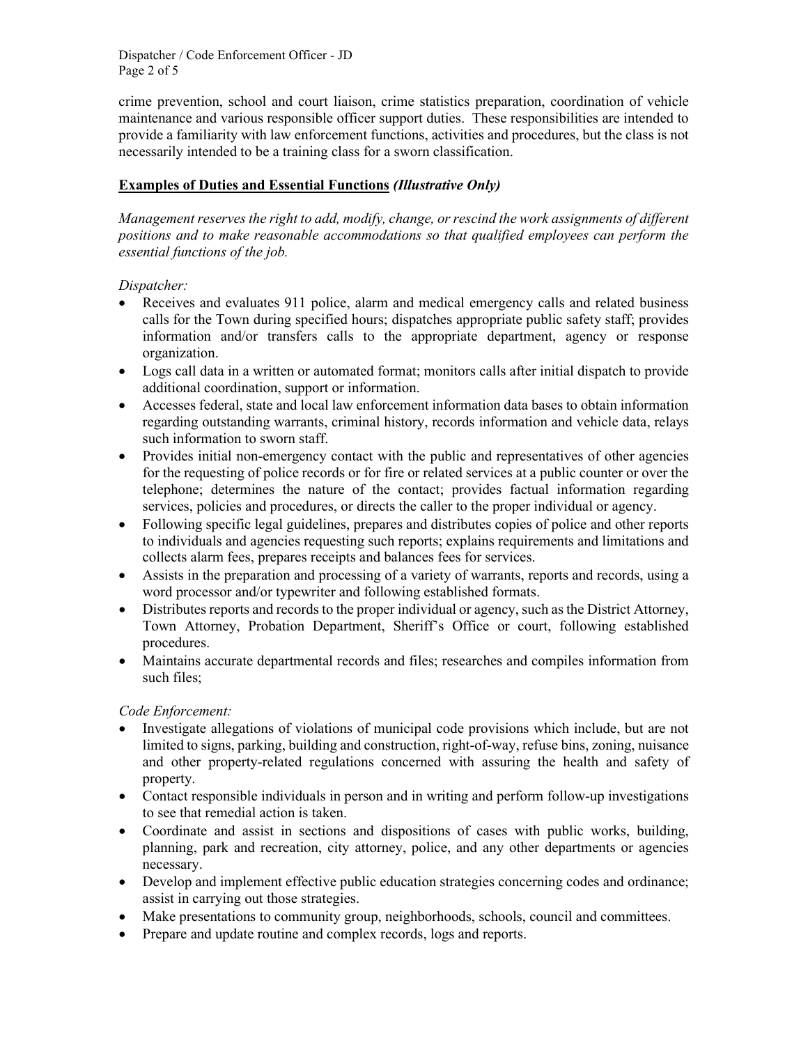crime prevention, school and court liaison, crime statistics preparation, coordination of vehicle maintenance and various responsible officer support duties. These responsibilities are intended to provide a familiarity with law enforcement functions, activities and procedures, but the class is not necessarily intended to be a training class for a sworn classification.

**Examples of Duties and Essential Functions** ***(Illustrative Only)***

*Management reserves the right to add, modify, change, or rescind the work assignments of different positions and to make reasonable accommodations so that qualified employees can perform the essential functions of the job.*

*Dispatcher:*

- Receives and evaluates 911 police, alarm and medical emergency calls and related business calls for the Town during specified hours; dispatches appropriate public safety staff; provides information and/or transfers calls to the appropriate department, agency or response organization.
- Logs call data in a written or automated format; monitors calls after initial dispatch to provide additional coordination, support or information.
- Accesses federal, state and local law enforcement information data bases to obtain information regarding outstanding warrants, criminal history, records information and vehicle data, relays such information to sworn staff.
- Provides initial non-emergency contact with the public and representatives of other agencies for the requesting of police records or for fire or related services at a public counter or over the telephone; determines the nature of the contact; provides factual information regarding services, policies and procedures, or directs the caller to the proper individual or agency.
- Following specific legal guidelines, prepares and distributes copies of police and other reports to individuals and agencies requesting such reports; explains requirements and limitations and collects alarm fees, prepares receipts and balances fees for services.
- Assists in the preparation and processing of a variety of warrants, reports and records, using a word processor and/or typewriter and following established formats.
- Distributes reports and records to the proper individual or agency, such as the District Attorney, Town Attorney, Probation Department, Sheriff's Office or court, following established procedures.
- Maintains accurate departmental records and files; researches and compiles information from such files;

*Code Enforcement:*

- Investigate allegations of violations of municipal code provisions which include, but are not limited to signs, parking, building and construction, right-of-way, refuse bins, zoning, nuisance and other property-related regulations concerned with assuring the health and safety of property.
- Contact responsible individuals in person and in writing and perform follow-up investigations to see that remedial action is taken.
- Coordinate and assist in sections and dispositions of cases with public works, building, planning, park and recreation, city attorney, police, and any other departments or agencies necessary.
- Develop and implement effective public education strategies concerning codes and ordinance; assist in carrying out those strategies.
- Make presentations to community group, neighborhoods, schools, council and committees.
- Prepare and update routine and complex records, logs and reports.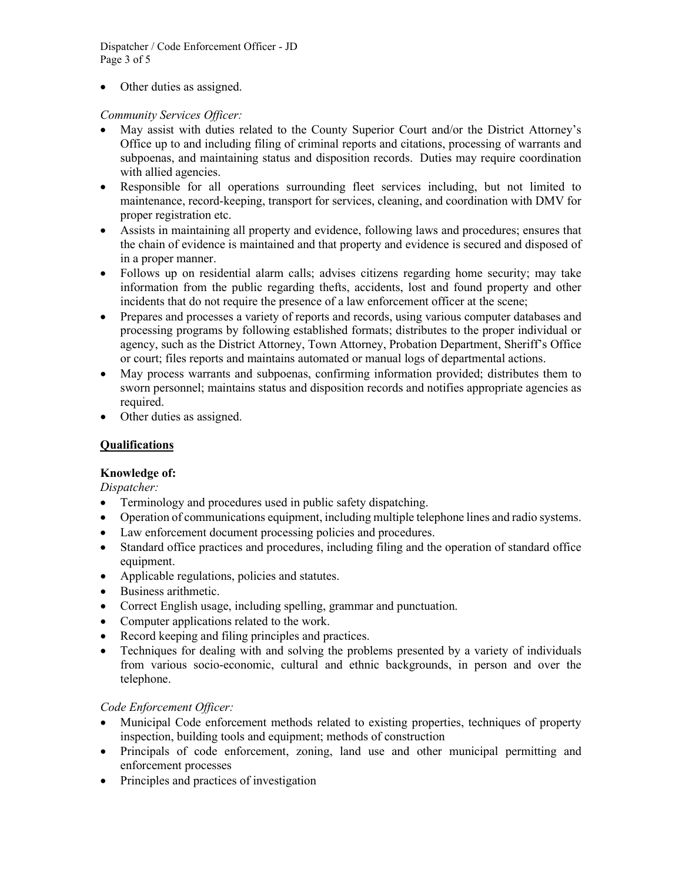- Other duties as assigned.

*Community Services Officer:*

- May assist with duties related to the County Superior Court and/or the District Attorney's Office up to and including filing of criminal reports and citations, processing of warrants and subpoenas, and maintaining status and disposition records. Duties may require coordination with allied agencies.
- Responsible for all operations surrounding fleet services including, but not limited to maintenance, record-keeping, transport for services, cleaning, and coordination with DMV for proper registration etc.
- Assists in maintaining all property and evidence, following laws and procedures; ensures that the chain of evidence is maintained and that property and evidence is secured and disposed of in a proper manner.
- Follows up on residential alarm calls; advises citizens regarding home security; may take information from the public regarding thefts, accidents, lost and found property and other incidents that do not require the presence of a law enforcement officer at the scene;
- Prepares and processes a variety of reports and records, using various computer databases and processing programs by following established formats; distributes to the proper individual or agency, such as the District Attorney, Town Attorney, Probation Department, Sheriff's Office or court; files reports and maintains automated or manual logs of departmental actions.
- May process warrants and subpoenas, confirming information provided; distributes them to sworn personnel; maintains status and disposition records and notifies appropriate agencies as required.
- Other duties as assigned.

## Qualifications

**Knowledge of:**

*Dispatcher:*

- Terminology and procedures used in public safety dispatching.
- Operation of communications equipment, including multiple telephone lines and radio systems.
- Law enforcement document processing policies and procedures.
- Standard office practices and procedures, including filing and the operation of standard office equipment.
- Applicable regulations, policies and statutes.
- Business arithmetic.
- Correct English usage, including spelling, grammar and punctuation.
- Computer applications related to the work.
- Record keeping and filing principles and practices.
- Techniques for dealing with and solving the problems presented by a variety of individuals from various socio-economic, cultural and ethnic backgrounds, in person and over the telephone.

*Code Enforcement Officer:*

- Municipal Code enforcement methods related to existing properties, techniques of property inspection, building tools and equipment; methods of construction
- Principals of code enforcement, zoning, land use and other municipal permitting and enforcement processes
- Principles and practices of investigation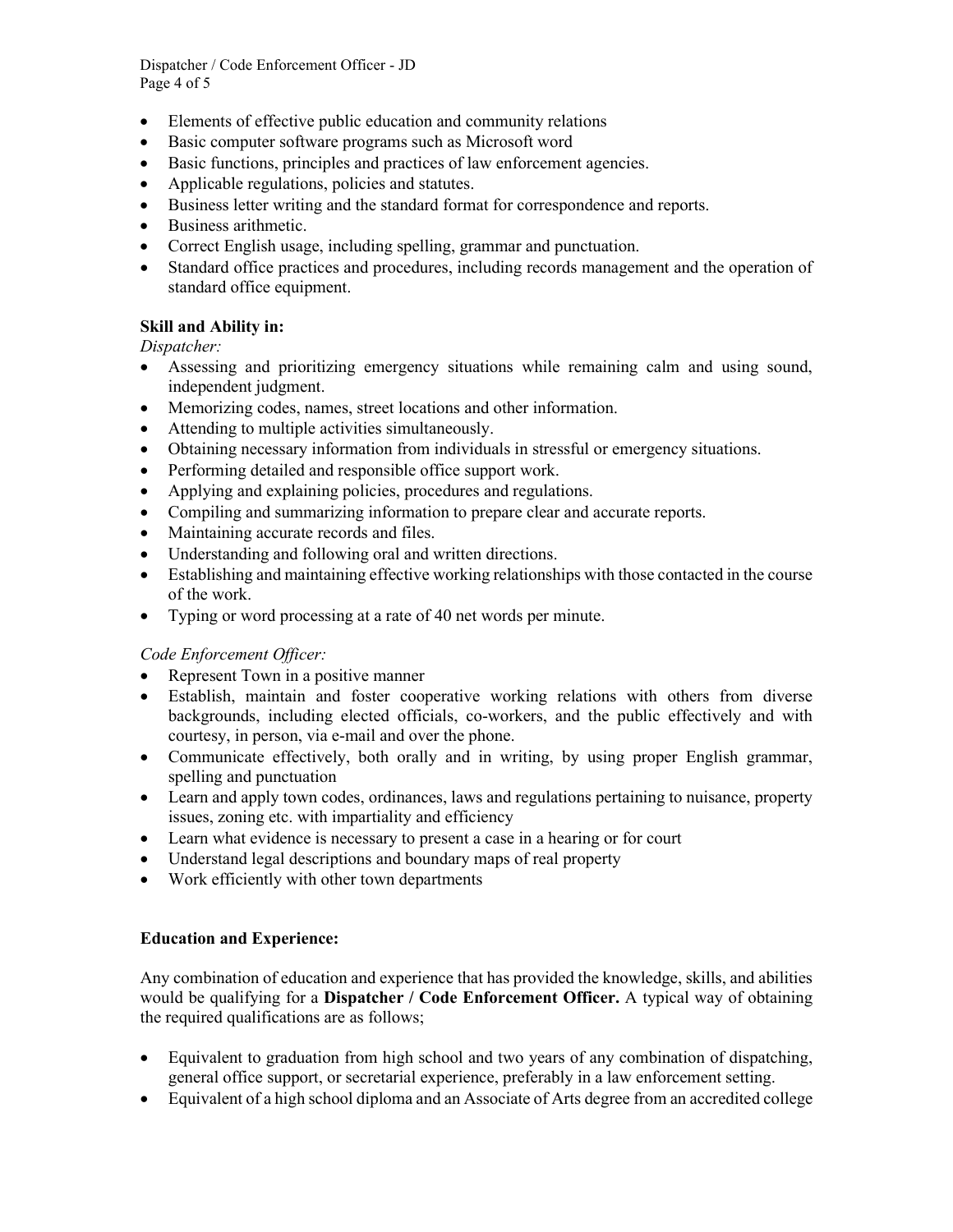- Elements of effective public education and community relations
- Basic computer software programs such as Microsoft word
- Basic functions, principles and practices of law enforcement agencies.
- Applicable regulations, policies and statutes.
- Business letter writing and the standard format for correspondence and reports.
- Business arithmetic.
- Correct English usage, including spelling, grammar and punctuation.
- Standard office practices and procedures, including records management and the operation of standard office equipment.

**Skill and Ability in:**

*Dispatcher:*

- Assessing and prioritizing emergency situations while remaining calm and using sound, independent judgment.
- Memorizing codes, names, street locations and other information.
- Attending to multiple activities simultaneously.
- Obtaining necessary information from individuals in stressful or emergency situations.
- Performing detailed and responsible office support work.
- Applying and explaining policies, procedures and regulations.
- Compiling and summarizing information to prepare clear and accurate reports.
- Maintaining accurate records and files.
- Understanding and following oral and written directions.
- Establishing and maintaining effective working relationships with those contacted in the course of the work.
- Typing or word processing at a rate of 40 net words per minute.

*Code Enforcement Officer:*

- Represent Town in a positive manner
- Establish, maintain and foster cooperative working relations with others from diverse backgrounds, including elected officials, co-workers, and the public effectively and with courtesy, in person, via e-mail and over the phone.
- Communicate effectively, both orally and in writing, by using proper English grammar, spelling and punctuation
- Learn and apply town codes, ordinances, laws and regulations pertaining to nuisance, property issues, zoning etc. with impartiality and efficiency
- Learn what evidence is necessary to present a case in a hearing or for court
- Understand legal descriptions and boundary maps of real property
- Work efficiently with other town departments

**Education and Experience:**

Any combination of education and experience that has provided the knowledge, skills, and abilities would be qualifying for a **Dispatcher / Code Enforcement Officer.** A typical way of obtaining the required qualifications are as follows;

- Equivalent to graduation from high school and two years of any combination of dispatching, general office support, or secretarial experience, preferably in a law enforcement setting.
- Equivalent of a high school diploma and an Associate of Arts degree from an accredited college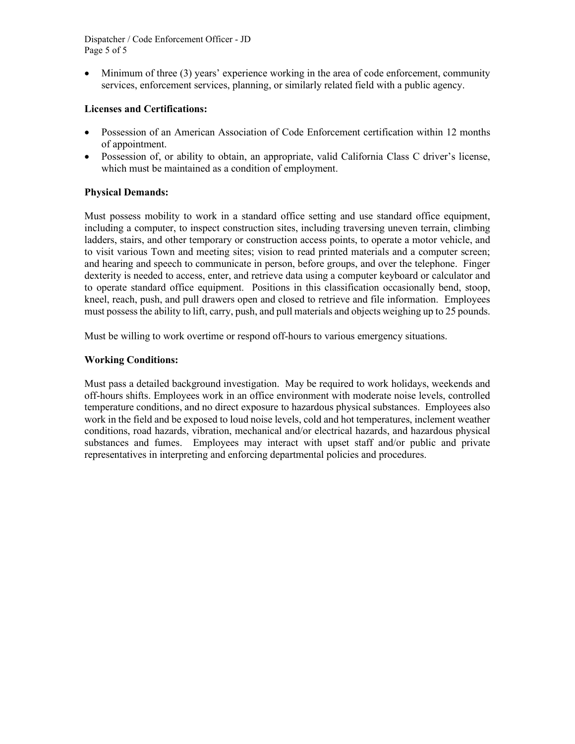- Minimum of three (3) years' experience working in the area of code enforcement, community services, enforcement services, planning, or similarly related field with a public agency.

**Licenses and Certifications:**

- Possession of an American Association of Code Enforcement certification within 12 months of appointment.
- Possession of, or ability to obtain, an appropriate, valid California Class C driver's license, which must be maintained as a condition of employment.

**Physical Demands:**

Must possess mobility to work in a standard office setting and use standard office equipment, including a computer, to inspect construction sites, including traversing uneven terrain, climbing ladders, stairs, and other temporary or construction access points, to operate a motor vehicle, and to visit various Town and meeting sites; vision to read printed materials and a computer screen; and hearing and speech to communicate in person, before groups, and over the telephone. Finger dexterity is needed to access, enter, and retrieve data using a computer keyboard or calculator and to operate standard office equipment. Positions in this classification occasionally bend, stoop, kneel, reach, push, and pull drawers open and closed to retrieve and file information. Employees must possess the ability to lift, carry, push, and pull materials and objects weighing up to 25 pounds.

Must be willing to work overtime or respond off-hours to various emergency situations.

**Working Conditions:**

Must pass a detailed background investigation. May be required to work holidays, weekends and off-hours shifts. Employees work in an office environment with moderate noise levels, controlled temperature conditions, and no direct exposure to hazardous physical substances. Employees also work in the field and be exposed to loud noise levels, cold and hot temperatures, inclement weather conditions, road hazards, vibration, mechanical and/or electrical hazards, and hazardous physical substances and fumes. Employees may interact with upset staff and/or public and private representatives in interpreting and enforcing departmental policies and procedures.